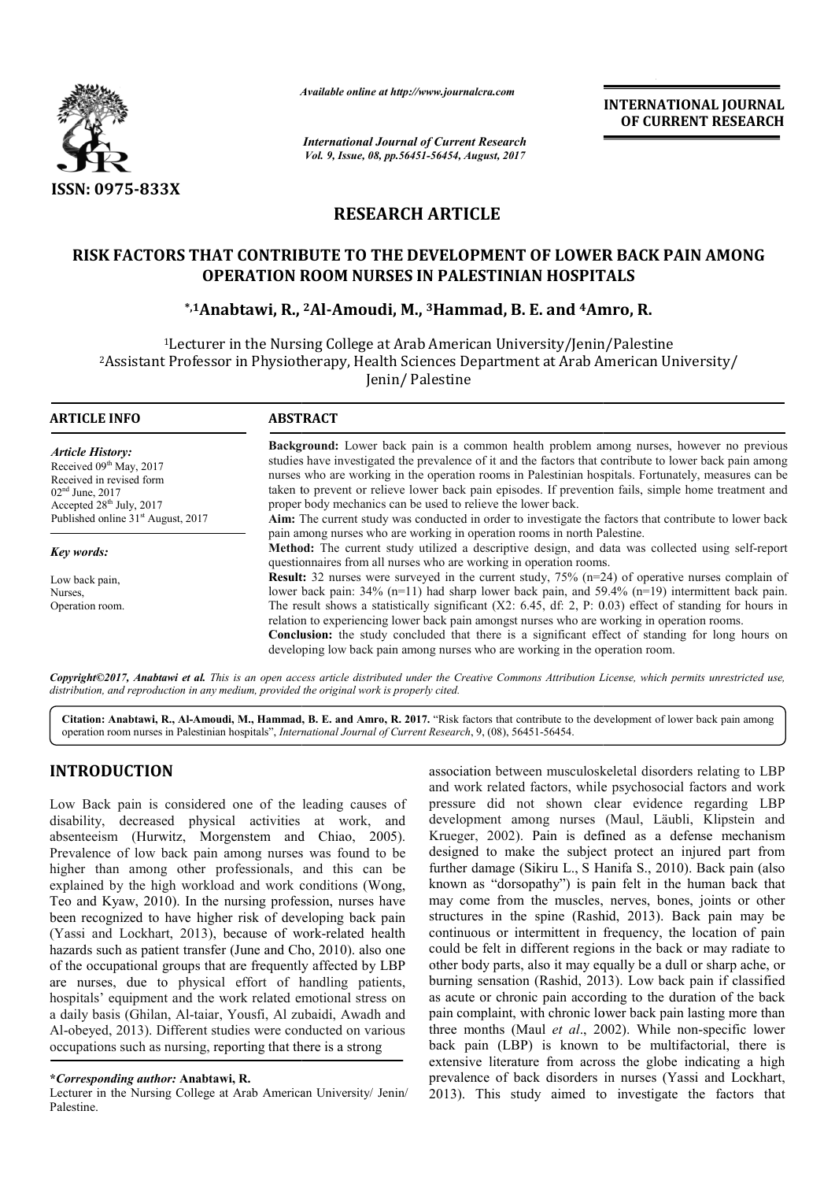ISSN: 0975-833X

*Available online at http://www.journalcra.com*

*International Journal of Current Research*
*Vol. 9, Issue, 08, pp.56451-56454, August, 2017*

**INTERNATIONAL JOURNAL OF CURRENT RESEARCH**

# RESEARCH ARTICLE

# RISK FACTORS THAT CONTRIBUTE TO THE DEVELOPMENT OF LOWER BACK PAIN AMONG OPERATION ROOM NURSES IN PALESTINIAN HOSPITALS

**\*,[1]Anabtawi, R., [2]Al-Amoudi, M., [3]Hammad, B. E. and [4]Amro, R.**

[1]Lecturer in the Nursing College at Arab American University/Jenin/Palestine
[2]Assistant Professor in Physiotherapy, Health Sciences Department at Arab American University/ Jenin/ Palestine

**ARTICLE INFO**

*Article History:*
Received 09th May, 2017
Received in revised form 02nd June, 2017
Accepted 28th July, 2017
Published online 31st August, 2017

*Key words:*
Low back pain,
Nurses,
Operation room.

**ABSTRACT**

**Background:** Lower back pain is a common health problem among nurses, however no previous studies have investigated the prevalence of it and the factors that contribute to lower back pain among nurses who are working in the operation rooms in Palestinian hospitals. Fortunately, measures can be taken to prevent or relieve lower back pain episodes. If prevention fails, simple home treatment and proper body mechanics can be used to relieve the lower back.

**Aim:** The current study was conducted in order to investigate the factors that contribute to lower back pain among nurses who are working in operation rooms in north Palestine.

**Method:** The current study utilized a descriptive design, and data was collected using self-report questionnaires from all nurses who are working in operation rooms.

**Result:** 32 nurses were surveyed in the current study, 75% (n=24) of operative nurses complain of lower back pain: 34% (n=11) had sharp lower back pain, and 59.4% (n=19) intermittent back pain. The result shows a statistically significant (X2: 6.45, df: 2, P: 0.03) effect of standing for hours in relation to experiencing lower back pain amongst nurses who are working in operation rooms.

**Conclusion:** the study concluded that there is a significant effect of standing for long hours on developing low back pain among nurses who are working in the operation room.

***Copyright©2017, Anabtawi et al.*** *This is an open access article distributed under the Creative Commons Attribution License, which permits unrestricted use, distribution, and reproduction in any medium, provided the original work is properly cited.*

**Citation: Anabtawi, R., Al-Amoudi, M., Hammad, B. E. and Amro, R. 2017.** "Risk factors that contribute to the development of lower back pain among operation room nurses in Palestinian hospitals", *International Journal of Current Research*, 9, (08), 56451-56454.

## INTRODUCTION

Low Back pain is considered one of the leading causes of disability, decreased physical activities at work, and absenteeism (Hurwitz, Morgenstem and Chiao, 2005). Prevalence of low back pain among nurses was found to be higher than among other professionals, and this can be explained by the high workload and work conditions (Wong, Teo and Kyaw, 2010). In the nursing profession, nurses have been recognized to have higher risk of developing back pain (Yassi and Lockhart, 2013), because of work-related health hazards such as patient transfer (June and Cho, 2010). also one of the occupational groups that are frequently affected by LBP are nurses, due to physical effort of handling patients, hospitals' equipment and the work related emotional stress on a daily basis (Ghilan, Al-taiar, Yousfi, Al zubaidi, Awadh and Al-obeyed, 2013). Different studies were conducted on various occupations such as nursing, reporting that there is a strong association between musculoskeletal disorders relating to LBP and work related factors, while psychosocial factors and work pressure did not shown clear evidence regarding LBP development among nurses (Maul, Läubli, Klipstein and Krueger, 2002). Pain is defined as a defense mechanism designed to make the subject protect an injured part from further damage (Sikiru L., S Hanifa S., 2010). Back pain (also known as "dorsopathy") is pain felt in the human back that may come from the muscles, nerves, bones, joints or other structures in the spine (Rashid, 2013). Back pain may be continuous or intermittent in frequency, the location of pain could be felt in different regions in the back or may radiate to other body parts, also it may equally be a dull or sharp ache, or burning sensation (Rashid, 2013). Low back pain if classified as acute or chronic pain according to the duration of the back pain complaint, with chronic lower back pain lasting more than three months (Maul *et al*., 2002). While non-specific lower back pain (LBP) is known to be multifactorial, there is extensive literature from across the globe indicating a high prevalence of back disorders in nurses (Yassi and Lockhart, 2013). This study aimed to investigate the factors that

***Corresponding author:* Anabtawi, R.**
Lecturer in the Nursing College at Arab American University/ Jenin/ Palestine.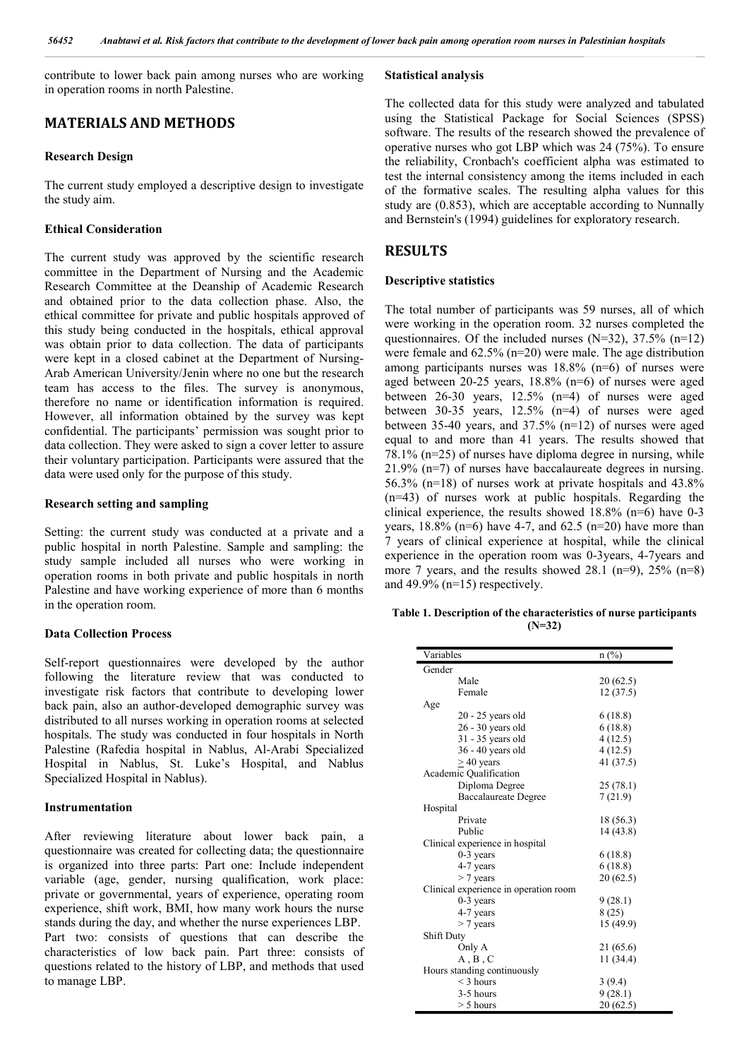contribute to lower back pain among nurses who are working in operation rooms in north Palestine.

## MATERIALS AND METHODS

### Research Design

The current study employed a descriptive design to investigate the study aim.

### Ethical Consideration

The current study was approved by the scientific research committee in the Department of Nursing and the Academic Research Committee at the Deanship of Academic Research and obtained prior to the data collection phase. Also, the ethical committee for private and public hospitals approved of this study being conducted in the hospitals, ethical approval was obtain prior to data collection. The data of participants were kept in a closed cabinet at the Department of Nursing-Arab American University/Jenin where no one but the research team has access to the files. The survey is anonymous, therefore no name or identification information is required. However, all information obtained by the survey was kept confidential. The participants' permission was sought prior to data collection. They were asked to sign a cover letter to assure their voluntary participation. Participants were assured that the data were used only for the purpose of this study.

### Research setting and sampling

Setting: the current study was conducted at a private and a public hospital in north Palestine. Sample and sampling: the study sample included all nurses who were working in operation rooms in both private and public hospitals in north Palestine and have working experience of more than 6 months in the operation room.

### Data Collection Process

Self-report questionnaires were developed by the author following the literature review that was conducted to investigate risk factors that contribute to developing lower back pain, also an author-developed demographic survey was distributed to all nurses working in operation rooms at selected hospitals. The study was conducted in four hospitals in North Palestine (Rafedia hospital in Nablus, Al-Arabi Specialized Hospital in Nablus, St. Luke's Hospital, and Nablus Specialized Hospital in Nablus).

### Instrumentation

After reviewing literature about lower back pain, a questionnaire was created for collecting data; the questionnaire is organized into three parts: Part one: Include independent variable (age, gender, nursing qualification, work place: private or governmental, years of experience, operating room experience, shift work, BMI, how many work hours the nurse stands during the day, and whether the nurse experiences LBP. Part two: consists of questions that can describe the characteristics of low back pain. Part three: consists of questions related to the history of LBP, and methods that used to manage LBP.

### Statistical analysis

The collected data for this study were analyzed and tabulated using the Statistical Package for Social Sciences (SPSS) software. The results of the research showed the prevalence of operative nurses who got LBP which was 24 (75%). To ensure the reliability, Cronbach's coefficient alpha was estimated to test the internal consistency among the items included in each of the formative scales. The resulting alpha values for this study are (0.853), which are acceptable according to Nunnally and Bernstein's (1994) guidelines for exploratory research.

## RESULTS

### Descriptive statistics

The total number of participants was 59 nurses, all of which were working in the operation room. 32 nurses completed the questionnaires. Of the included nurses (N=32), 37.5% (n=12) were female and 62.5% (n=20) were male. The age distribution among participants nurses was 18.8% (n=6) of nurses were aged between 20-25 years, 18.8% (n=6) of nurses were aged between 26-30 years, 12.5% (n=4) of nurses were aged between 30-35 years, 12.5% (n=4) of nurses were aged between 35-40 years, and 37.5% (n=12) of nurses were aged equal to and more than 41 years. The results showed that 78.1% (n=25) of nurses have diploma degree in nursing, while 21.9% (n=7) of nurses have baccalaureate degrees in nursing. 56.3% (n=18) of nurses work at private hospitals and 43.8% (n=43) of nurses work at public hospitals. Regarding the clinical experience, the results showed 18.8% (n=6) have 0-3 years, 18.8% (n=6) have 4-7, and 62.5 (n=20) have more than 7 years of clinical experience at hospital, while the clinical experience in the operation room was 0-3years, 4-7years and more 7 years, and the results showed 28.1 (n=9), 25% (n=8) and 49.9% (n=15) respectively.

**Table 1. Description of the characteristics of nurse participants (N=32)**

| Variables | n (%) |
|---|---|
| Gender | |
| Male | 20 (62.5) |
| Female | 12 (37.5) |
| Age | |
| 20 - 25 years old | 6 (18.8) |
| 26 - 30 years old | 6 (18.8) |
| 31 - 35 years old | 4 (12.5) |
| 36 - 40 years old | 4 (12.5) |
| ≥ 40 years | 41 (37.5) |
| Academic Qualification | |
| Diploma Degree | 25 (78.1) |
| Baccalaureate Degree | 7 (21.9) |
| Hospital | |
| Private | 18 (56.3) |
| Public | 14 (43.8) |
| Clinical experience in hospital | |
| 0-3 years | 6 (18.8) |
| 4-7 years | 6 (18.8) |
| > 7 years | 20 (62.5) |
| Clinical experience in operation room | |
| 0-3 years | 9 (28.1) |
| 4-7 years | 8 (25) |
| > 7 years | 15 (49.9) |
| Shift Duty | |
| Only A | 21 (65.6) |
| A , B , C | 11 (34.4) |
| Hours standing continuously | |
| < 3 hours | 3 (9.4) |
| 3-5 hours | 9 (28.1) |
| > 5 hours | 20 (62.5) |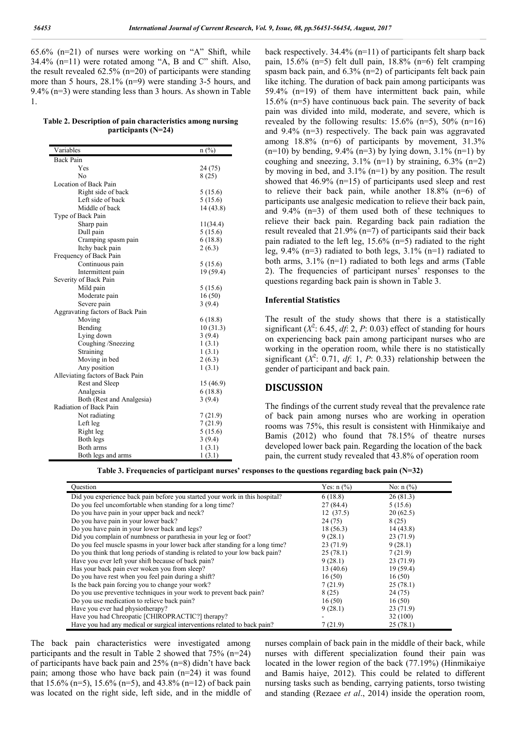65.6% (n=21) of nurses were working on "A" Shift, while 34.4% (n=11) were rotated among "A, B and C" shift. Also, the result revealed 62.5% (n=20) of participants were standing more than 5 hours, 28.1% (n=9) were standing 3-5 hours, and 9.4% (n=3) were standing less than 3 hours. As shown in Table 1.

**Table 2. Description of pain characteristics among nursing participants (N=24)**

| Variables | n (%) |
|---|---|
| Back Pain | |
| Yes | 24 (75) |
| No | 8 (25) |
| Location of Back Pain | |
| Right side of back | 5 (15.6) |
| Left side of back | 5 (15.6) |
| Middle of back | 14 (43.8) |
| Type of Back Pain | |
| Sharp pain | 11(34.4) |
| Dull pain | 5 (15.6) |
| Cramping spasm pain | 6 (18.8) |
| Itchy back pain | 2 (6.3) |
| Frequency of Back Pain | |
| Continuous pain | 5 (15.6) |
| Intermittent pain | 19 (59.4) |
| Severity of Back Pain | |
| Mild pain | 5 (15.6) |
| Moderate pain | 16 (50) |
| Severe pain | 3 (9.4) |
| Aggravating factors of Back Pain | |
| Moving | 6 (18.8) |
| Bending | 10 (31.3) |
| Lying down | 3 (9.4) |
| Coughing /Sneezing | 1 (3.1) |
| Straining | 1 (3.1) |
| Moving in bed | 2 (6.3) |
| Any position | 1 (3.1) |
| Alleviating factors of Back Pain | |
| Rest and Sleep | 15 (46.9) |
| Analgesia | 6 (18.8) |
| Both (Rest and Analgesia) | 3 (9.4) |
| Radiation of Back Pain | |
| Not radiating | 7 (21.9) |
| Left leg | 7 (21.9) |
| Right leg | 5 (15.6) |
| Both legs | 3 (9.4) |
| Both arms | 1 (3.1) |
| Both legs and arms | 1 (3.1) |

The back pain characteristics were investigated among participants and the result in Table 2 showed that 75% (n=24) of participants have back pain and 25% (n=8) didn't have back pain; among those who have back pain (n=24) it was found that 15.6% (n=5), 15.6% (n=5), and 43.8% (n=12) of back pain was located on the right side, left side, and in the middle of back respectively. 34.4% (n=11) of participants felt sharp back pain, 15.6% (n=5) felt dull pain, 18.8% (n=6) felt cramping spasm back pain, and 6.3% (n=2) of participants felt back pain like itching. The duration of back pain among participants was 59.4% (n=19) of them have intermittent back pain, while 15.6% (n=5) have continuous back pain. The severity of back pain was divided into mild, moderate, and severe, which is revealed by the following results: 15.6% (n=5), 50% (n=16) and 9.4% (n=3) respectively. The back pain was aggravated among 18.8% (n=6) of participants by movement, 31.3% (n=10) by bending, 9.4% (n=3) by lying down, 3.1% (n=1) by coughing and sneezing, 3.1% (n=1) by straining, 6.3% (n=2) by moving in bed, and 3.1% (n=1) by any position. The result showed that 46.9% (n=15) of participants used sleep and rest to relieve their back pain, while another 18.8% (n=6) of participants use analgesic medication to relieve their back pain, and 9.4% (n=3) of them used both of these techniques to relieve their back pain. Regarding back pain radiation the result revealed that 21.9% (n=7) of participants said their back pain radiated to the left leg, 15.6% (n=5) radiated to the right leg, 9.4% (n=3) radiated to both legs, 3.1% (n=1) radiated to both arms, 3.1% (n=1) radiated to both legs and arms (Table 2). The frequencies of participant nurses' responses to the questions regarding back pain is shown in Table 3.

### Inferential Statistics

The result of the study shows that there is a statistically significant ($X^2$: 6.45, *df*: 2, *P*: 0.03) effect of standing for hours on experiencing back pain among participant nurses who are working in the operation room, while there is no statistically significant ($X^2$: 0.71, *df*: 1, *P*: 0.33) relationship between the gender of participant and back pain.

## DISCUSSION

The findings of the current study reveal that the prevalence rate of back pain among nurses who are working in operation rooms was 75%, this result is consistent with Hinmikaiye and Bamis (2012) who found that 78.15% of theatre nurses developed lower back pain. Regarding the location of the back pain, the current study revealed that 43.8% of operation room nurses complain of back pain in the middle of their back, while nurses with different specialization found their pain was located in the lower region of the back (77.19%) (Hinmikaiye and Bamis haiye, 2012). This could be related to different nursing tasks such as bending, carrying patients, torso twisting and standing (Rezaee *et al*., 2014) inside the operation room,

**Table 3. Frequencies of participant nurses' responses to the questions regarding back pain (N=32)**

| Question | Yes: n (%) | No: n (%) |
|---|---|---|
| Did you experience back pain before you started your work in this hospital? | 6 (18.8) | 26 (81.3) |
| Do you feel uncomfortable when standing for a long time? | 27 (84.4) | 5 (15.6) |
| Do you have pain in your upper back and neck? | 12 (37.5) | 20 (62.5) |
| Do you have pain in your lower back? | 24 (75) | 8 (25) |
| Do you have pain in your lower back and legs? | 18 (56.3) | 14 (43.8) |
| Did you complain of numbness or parathesia in your leg or foot? | 9 (28.1) | 23 (71.9) |
| Do you feel muscle spasms in your lower back after standing for a long time? | 23 (71.9) | 9 (28.1) |
| Do you think that long periods of standing is related to your low back pain? | 25 (78.1) | 7 (21.9) |
| Have you ever left your shift because of back pain? | 9 (28.1) | 23 (71.9) |
| Has your back pain ever woken you from sleep? | 13 (40.6) | 19 (59.4) |
| Do you have rest when you feel pain during a shift? | 16 (50) | 16 (50) |
| Is the back pain forcing you to change your work? | 7 (21.9) | 25 (78.1) |
| Do you use preventive techniques in your work to prevent back pain? | 8 (25) | 24 (75) |
| Do you use medication to relieve back pain? | 16 (50) | 16 (50) |
| Have you ever had physiotherapy? | 9 (28.1) | 23 (71.9) |
| Have you had Chreopatic [CHIROPRACTIC?] therapy? | - | 32 (100) |
| Have you had any medical or surgical interventions related to back pain? | 7 (21.9) | 25 (78.1) |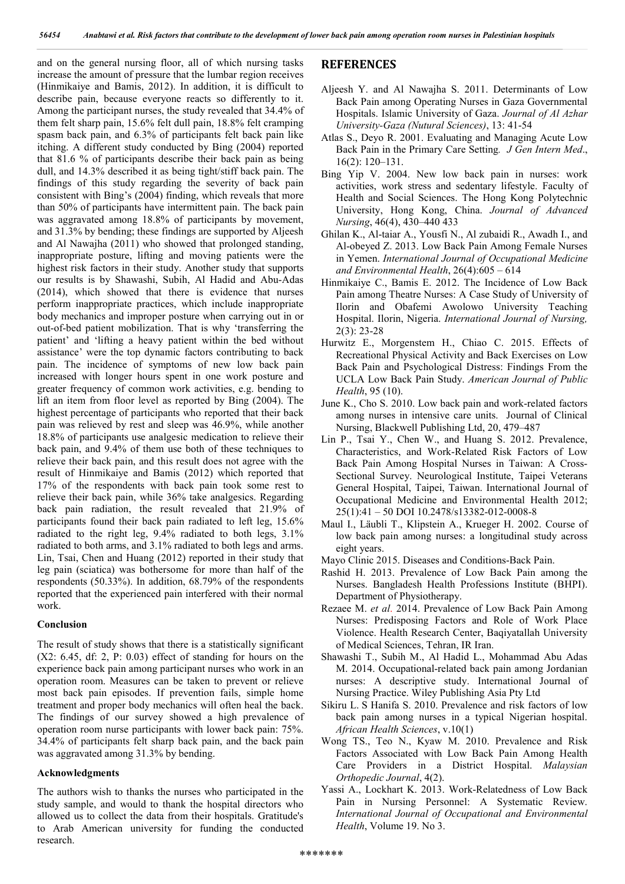and on the general nursing floor, all of which nursing tasks increase the amount of pressure that the lumbar region receives (Hinmikaiye and Bamis, 2012). In addition, it is difficult to describe pain, because everyone reacts so differently to it. Among the participant nurses, the study revealed that 34.4% of them felt sharp pain, 15.6% felt dull pain, 18.8% felt cramping spasm back pain, and 6.3% of participants felt back pain like itching. A different study conducted by Bing (2004) reported that 81.6 % of participants describe their back pain as being dull, and 14.3% described it as being tight/stiff back pain. The findings of this study regarding the severity of back pain consistent with Bing's (2004) finding, which reveals that more than 50% of participants have intermittent pain. The back pain was aggravated among 18.8% of participants by movement, and 31.3% by bending; these findings are supported by Aljeesh and Al Nawajha (2011) who showed that prolonged standing, inappropriate posture, lifting and moving patients were the highest risk factors in their study. Another study that supports our results is by Shawashi, Subih, Al Hadid and Abu-Adas (2014), which showed that there is evidence that nurses perform inappropriate practices, which include inappropriate body mechanics and improper posture when carrying out in or out-of-bed patient mobilization. That is why 'transferring the patient' and 'lifting a heavy patient within the bed without assistance' were the top dynamic factors contributing to back pain. The incidence of symptoms of new low back pain increased with longer hours spent in one work posture and greater frequency of common work activities, e.g. bending to lift an item from floor level as reported by Bing (2004). The highest percentage of participants who reported that their back pain was relieved by rest and sleep was 46.9%, while another 18.8% of participants use analgesic medication to relieve their back pain, and 9.4% of them use both of these techniques to relieve their back pain, and this result does not agree with the result of Hinmikaiye and Bamis (2012) which reported that 17% of the respondents with back pain took some rest to relieve their back pain, while 36% take analgesics. Regarding back pain radiation, the result revealed that 21.9% of participants found their back pain radiated to left leg, 15.6% radiated to the right leg, 9.4% radiated to both legs, 3.1% radiated to both arms, and 3.1% radiated to both legs and arms. Lin, Tsai, Chen and Huang (2012) reported in their study that leg pain (sciatica) was bothersome for more than half of the respondents (50.33%). In addition, 68.79% of the respondents reported that the experienced pain interfered with their normal work.

### Conclusion

The result of study shows that there is a statistically significant ($X^2$: 6.45, df: 2, P: 0.03) effect of standing for hours on the experience back pain among participant nurses who work in an operation room. Measures can be taken to prevent or relieve most back pain episodes. If prevention fails, simple home treatment and proper body mechanics will often heal the back. The findings of our survey showed a high prevalence of operation room nurse participants with lower back pain: 75%. 34.4% of participants felt sharp back pain, and the back pain was aggravated among 31.3% by bending.

### Acknowledgments

The authors wish to thanks the nurses who participated in the study sample, and would to thank the hospital directors who allowed us to collect the data from their hospitals. Gratitude's to Arab American university for funding the conducted research.

## REFERENCES

Aljeesh Y. and Al Nawajha S. 2011. Determinants of Low Back Pain among Operating Nurses in Gaza Governmental Hospitals. Islamic University of Gaza. *Journal of Al Azhar University-Gaza (Nutural Sciences)*, 13: 41-54

Atlas S., Deyo R. 2001. Evaluating and Managing Acute Low Back Pain in the Primary Care Setting*. J Gen Intern Med*., 16(2): 120–131.

Bing Yip V. 2004. New low back pain in nurses: work activities, work stress and sedentary lifestyle. Faculty of Health and Social Sciences. The Hong Kong Polytechnic University, Hong Kong, China. *Journal of Advanced Nursing*, 46(4), 430–440 433

Ghilan K., Al-taiar A., Yousfi N., Al zubaidi R., Awadh I., and Al-obeyed Z. 2013. Low Back Pain Among Female Nurses in Yemen. *International Journal of Occupational Medicine and Environmental Health*, 26(4):605 – 614

Hinmikaiye C., Bamis E. 2012. The Incidence of Low Back Pain among Theatre Nurses: A Case Study of University of Ilorin and Obafemi Awolowo University Teaching Hospital. Ilorin, Nigeria. *International Journal of Nursing,* 2(3): 23-28

Hurwitz E., Morgenstem H., Chiao C. 2015. Effects of Recreational Physical Activity and Back Exercises on Low Back Pain and Psychological Distress: Findings From the UCLA Low Back Pain Study. *American Journal of Public Health*, 95 (10).

June K., Cho S. 2010. Low back pain and work-related factors among nurses in intensive care units. Journal of Clinical Nursing, Blackwell Publishing Ltd, 20, 479–487

Lin P., Tsai Y., Chen W., and Huang S. 2012. Prevalence, Characteristics, and Work-Related Risk Factors of Low Back Pain Among Hospital Nurses in Taiwan: A Cross-Sectional Survey. Neurological Institute, Taipei Veterans General Hospital, Taipei, Taiwan. International Journal of Occupational Medicine and Environmental Health 2012; 25(1):41 – 50 DOI 10.2478/s13382-012-0008-8

Maul I., Läubli T., Klipstein A., Krueger H. 2002. Course of low back pain among nurses: a longitudinal study across eight years.

Mayo Clinic 2015. Diseases and Conditions-Back Pain.

Rashid H. 2013. Prevalence of Low Back Pain among the Nurses. Bangladesh Health Professions Institute (BHPI). Department of Physiotherapy.

Rezaee M. *et al.* 2014. Prevalence of Low Back Pain Among Nurses: Predisposing Factors and Role of Work Place Violence. Health Research Center, Baqiyatallah University of Medical Sciences, Tehran, IR Iran.

Shawashi T., Subih M., Al Hadid L., Mohammad Abu Adas M. 2014. Occupational-related back pain among Jordanian nurses: A descriptive study. International Journal of Nursing Practice. Wiley Publishing Asia Pty Ltd

Sikiru L. S Hanifa S. 2010. Prevalence and risk factors of low back pain among nurses in a typical Nigerian hospital. *African Health Sciences*, v.10(1)

Wong TS., Teo N., Kyaw M. 2010. Prevalence and Risk Factors Associated with Low Back Pain Among Health Care Providers in a District Hospital. *Malaysian Orthopedic Journal*, 4(2).

Yassi A., Lockhart K. 2013. Work-Relatedness of Low Back Pain in Nursing Personnel: A Systematic Review. *International Journal of Occupational and Environmental Health*, Volume 19. No 3.

*******